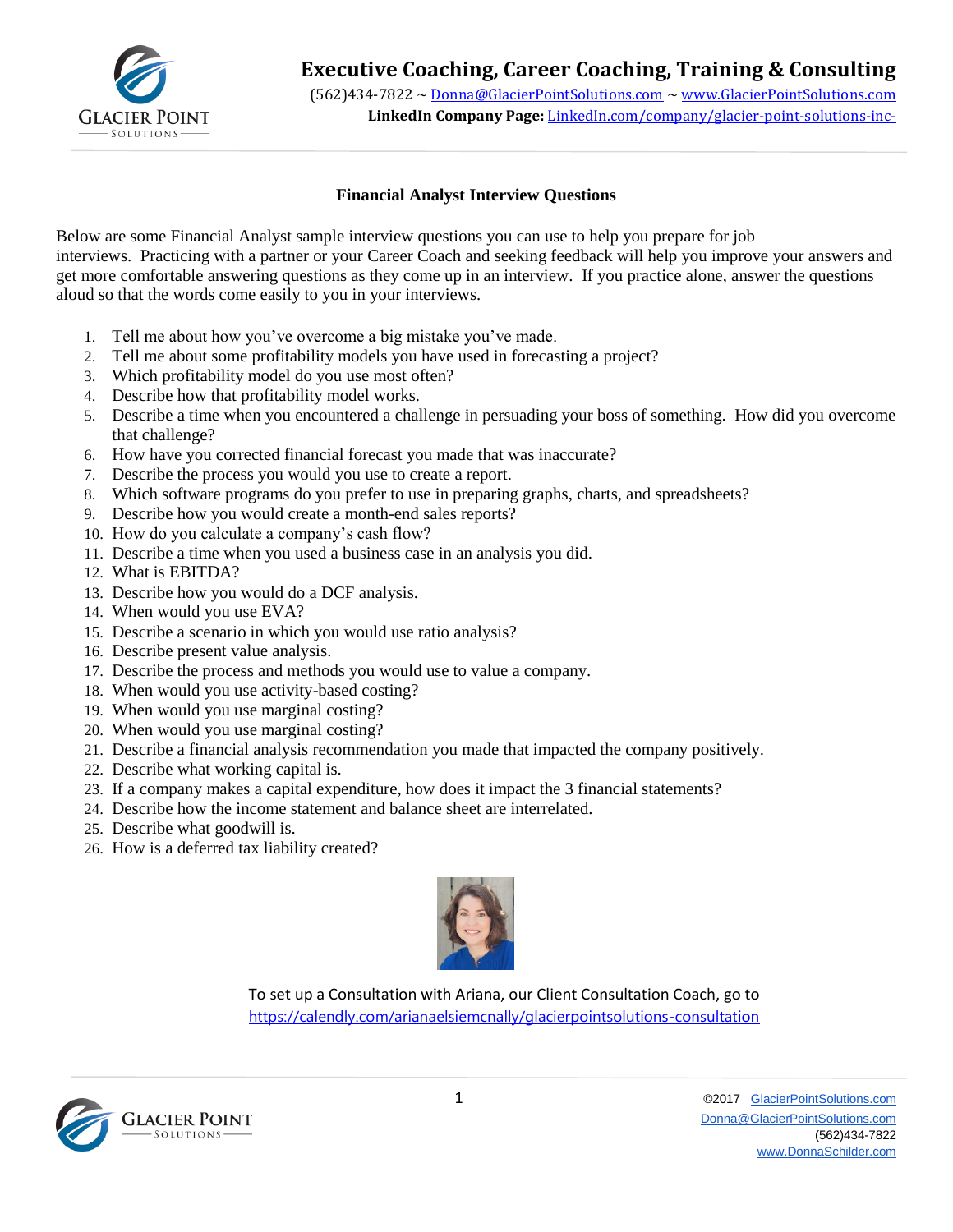# Executive Coaching, Career Coaching, Training & Consulting

(562)434-7822 ~ Donna@GlacierPointSolutions.com ~ www.GlacierPointSolutions.com
**LinkedIn Company Page:** LinkedIn.com/company/glacier-point-solutions-inc-

## Financial Analyst Interview Questions

Below are some Financial Analyst sample interview questions you can use to help you prepare for job interviews. Practicing with a partner or your Career Coach and seeking feedback will help you improve your answers and get more comfortable answering questions as they come up in an interview. If you practice alone, answer the questions aloud so that the words come easily to you in your interviews.

1. Tell me about how you've overcome a big mistake you've made.
2. Tell me about some profitability models you have used in forecasting a project?
3. Which profitability model do you use most often?
4. Describe how that profitability model works.
5. Describe a time when you encountered a challenge in persuading your boss of something. How did you overcome that challenge?
6. How have you corrected financial forecast you made that was inaccurate?
7. Describe the process you would you use to create a report.
8. Which software programs do you prefer to use in preparing graphs, charts, and spreadsheets?
9. Describe how you would create a month-end sales reports?
10. How do you calculate a company's cash flow?
11. Describe a time when you used a business case in an analysis you did.
12. What is EBITDA?
13. Describe how you would do a DCF analysis.
14. When would you use EVA?
15. Describe a scenario in which you would use ratio analysis?
16. Describe present value analysis.
17. Describe the process and methods you would use to value a company.
18. When would you use activity-based costing?
19. When would you use marginal costing?
20. When would you use marginal costing?
21. Describe a financial analysis recommendation you made that impacted the company positively.
22. Describe what working capital is.
23. If a company makes a capital expenditure, how does it impact the 3 financial statements?
24. Describe how the income statement and balance sheet are interrelated.
25. Describe what goodwill is.
26. How is a deferred tax liability created?

To set up a Consultation with Ariana, our Client Consultation Coach, go to https://calendly.com/arianaelsiemcnally/glacierpointsolutions-consultation

©2017 GlacierPointSolutions.com
Donna@GlacierPointSolutions.com
(562)434-7822
www.DonnaSchilder.com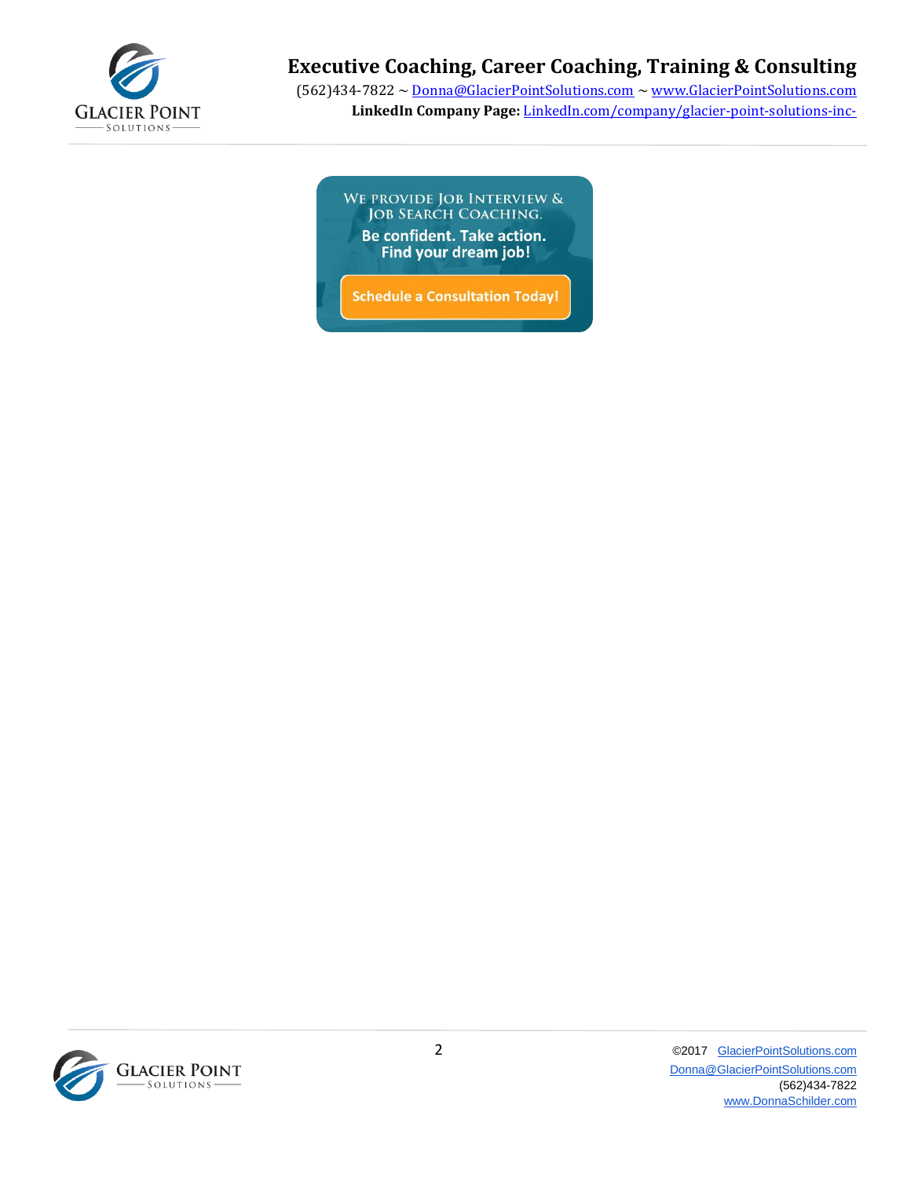WE PROVIDE JOB INTERVIEW & JOB SEARCH COACHING.

**Be confident. Take action. Find your dream job!**

**Schedule a Consultation Today!**